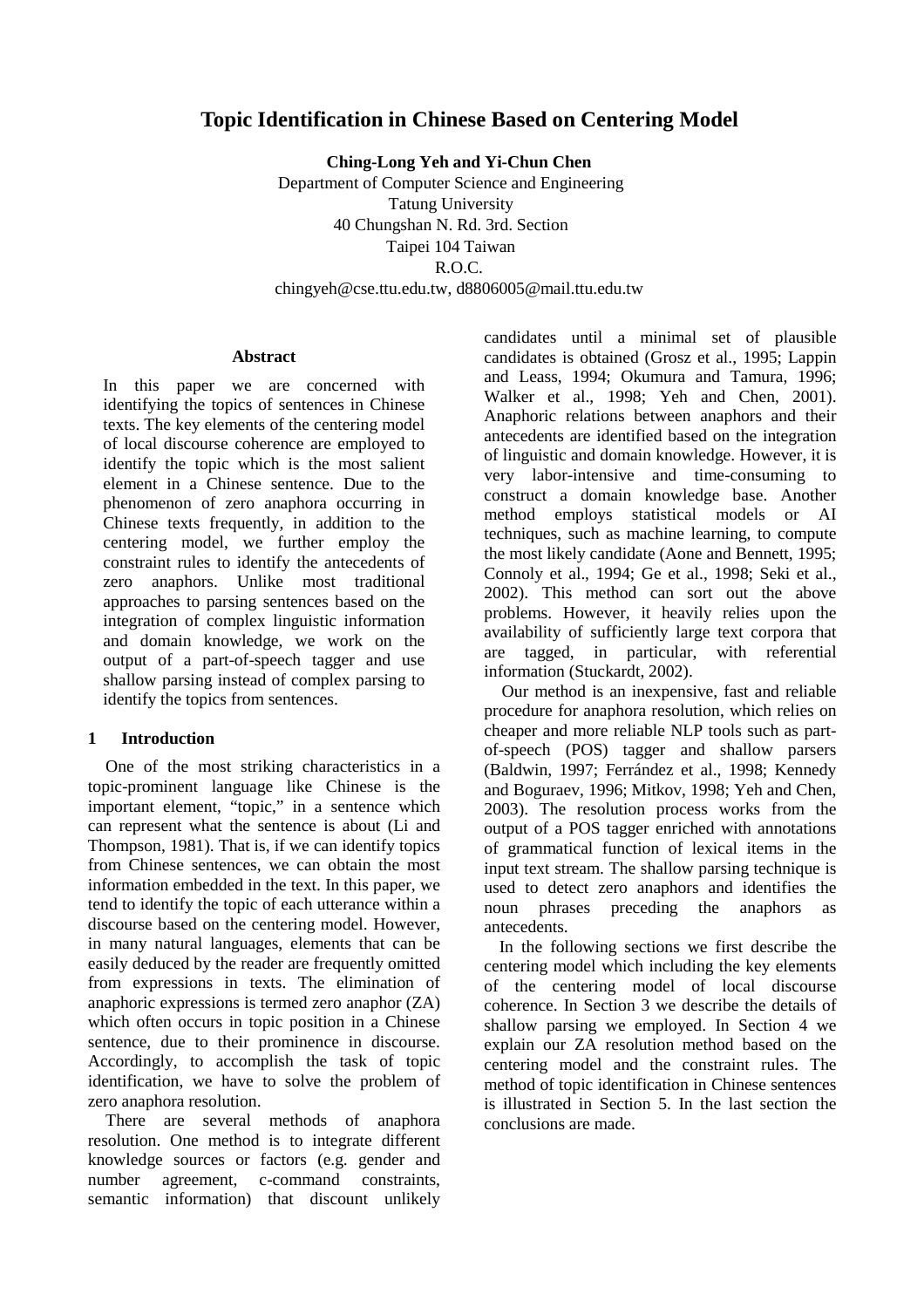# Topic Identification in Chinese Based on Centering Model

**Ching-Long Yeh and Yi-Chun Chen**

Department of Computer Science and Engineering
Tatung University
40 Chungshan N. Rd. 3rd. Section
Taipei 104 Taiwan
R.O.C.
chingyeh@cse.ttu.edu.tw, d8806005@mail.ttu.edu.tw

## Abstract

In this paper we are concerned with identifying the topics of sentences in Chinese texts. The key elements of the centering model of local discourse coherence are employed to identify the topic which is the most salient element in a Chinese sentence. Due to the phenomenon of zero anaphora occurring in Chinese texts frequently, in addition to the centering model, we further employ the constraint rules to identify the antecedents of zero anaphors. Unlike most traditional approaches to parsing sentences based on the integration of complex linguistic information and domain knowledge, we work on the output of a part-of-speech tagger and use shallow parsing instead of complex parsing to identify the topics from sentences.

## 1 Introduction

One of the most striking characteristics in a topic-prominent language like Chinese is the important element, "topic," in a sentence which can represent what the sentence is about (Li and Thompson, 1981). That is, if we can identify topics from Chinese sentences, we can obtain the most information embedded in the text. In this paper, we tend to identify the topic of each utterance within a discourse based on the centering model. However, in many natural languages, elements that can be easily deduced by the reader are frequently omitted from expressions in texts. The elimination of anaphoric expressions is termed zero anaphor (ZA) which often occurs in topic position in a Chinese sentence, due to their prominence in discourse. Accordingly, to accomplish the task of topic identification, we have to solve the problem of zero anaphora resolution.

There are several methods of anaphora resolution. One method is to integrate different knowledge sources or factors (e.g. gender and number agreement, c-command constraints, semantic information) that discount unlikely candidates until a minimal set of plausible candidates is obtained (Grosz et al., 1995; Lappin and Leass, 1994; Okumura and Tamura, 1996; Walker et al., 1998; Yeh and Chen, 2001). Anaphoric relations between anaphors and their antecedents are identified based on the integration of linguistic and domain knowledge. However, it is very labor-intensive and time-consuming to construct a domain knowledge base. Another method employs statistical models or AI techniques, such as machine learning, to compute the most likely candidate (Aone and Bennett, 1995; Connoly et al., 1994; Ge et al., 1998; Seki et al., 2002). This method can sort out the above problems. However, it heavily relies upon the availability of sufficiently large text corpora that are tagged, in particular, with referential information (Stuckardt, 2002).

Our method is an inexpensive, fast and reliable procedure for anaphora resolution, which relies on cheaper and more reliable NLP tools such as part-of-speech (POS) tagger and shallow parsers (Baldwin, 1997; Ferrández et al., 1998; Kennedy and Boguraev, 1996; Mitkov, 1998; Yeh and Chen, 2003). The resolution process works from the output of a POS tagger enriched with annotations of grammatical function of lexical items in the input text stream. The shallow parsing technique is used to detect zero anaphors and identifies the noun phrases preceding the anaphors as antecedents.

In the following sections we first describe the centering model which including the key elements of the centering model of local discourse coherence. In Section 3 we describe the details of shallow parsing we employed. In Section 4 we explain our ZA resolution method based on the centering model and the constraint rules. The method of topic identification in Chinese sentences is illustrated in Section 5. In the last section the conclusions are made.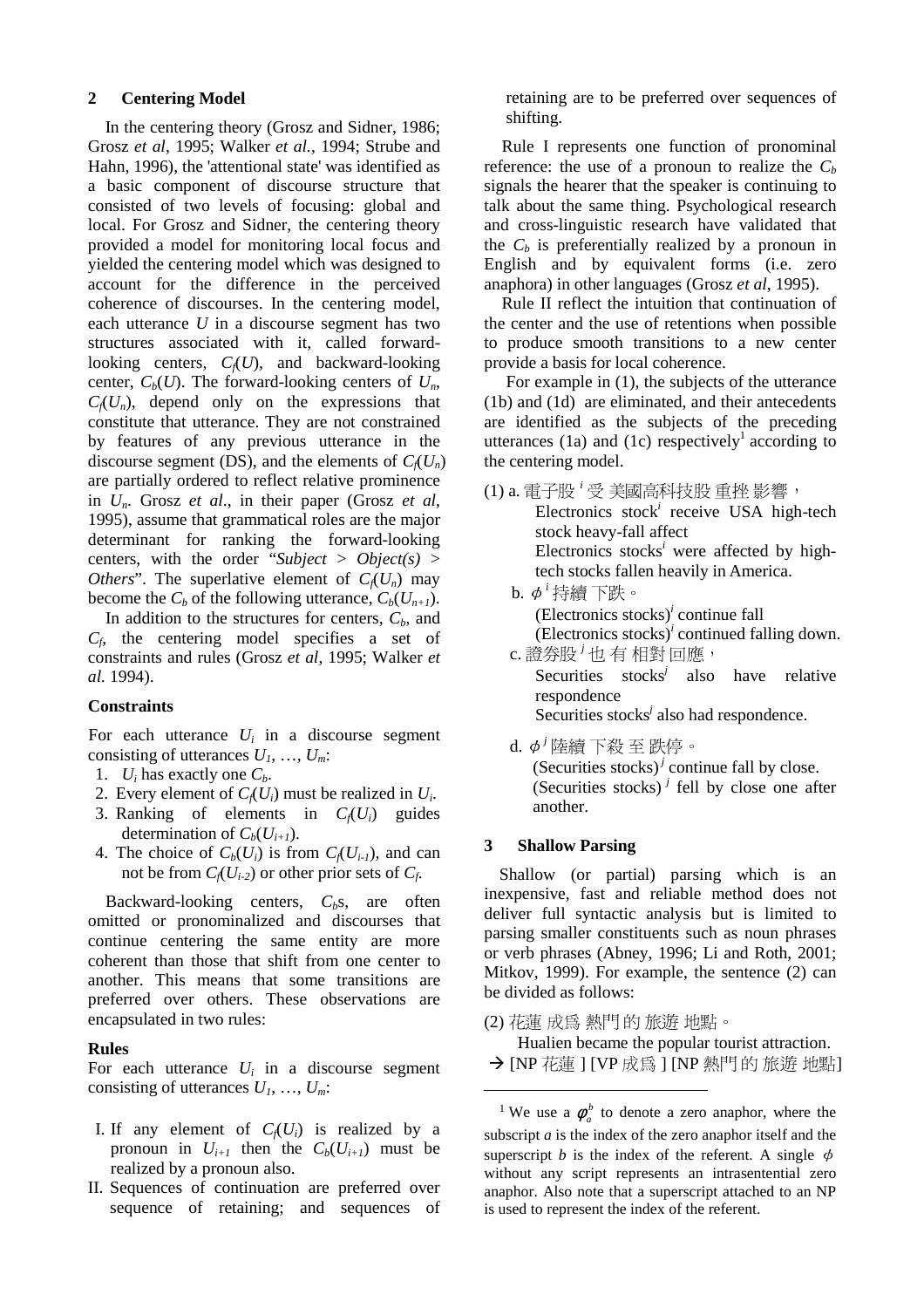## 2 Centering Model

In the centering theory (Grosz and Sidner, 1986; Grosz *et al*, 1995; Walker *et al.*, 1994; Strube and Hahn, 1996), the 'attentional state' was identified as a basic component of discourse structure that consisted of two levels of focusing: global and local. For Grosz and Sidner, the centering theory provided a model for monitoring local focus and yielded the centering model which was designed to account for the difference in the perceived coherence of discourses. In the centering model, each utterance $U$ in a discourse segment has two structures associated with it, called forward-looking centers, $C_f(U)$, and backward-looking center, $C_b(U)$. The forward-looking centers of $U_n$, $C_f(U_n)$, depend only on the expressions that constitute that utterance. They are not constrained by features of any previous utterance in the discourse segment (DS), and the elements of $C_f(U_n)$ are partially ordered to reflect relative prominence in $U_n$. Grosz *et al*., in their paper (Grosz *et al*, 1995), assume that grammatical roles are the major determinant for ranking the forward-looking centers, with the order "*Subject > Object(s) > Others*". The superlative element of $C_f(U_n)$ may become the $C_b$ of the following utterance, $C_b(U_{n+1})$.

In addition to the structures for centers, $C_b$, and $C_f$, the centering model specifies a set of constraints and rules (Grosz *et al*, 1995; Walker *et al.* 1994).

**Constraints**

For each utterance $U_i$ in a discourse segment consisting of utterances $U_1$, …, $U_m$:

1. $U_i$ has exactly one $C_b$.
2. Every element of $C_f(U_i)$ must be realized in $U_i$.
3. Ranking of elements in $C_f(U_i)$ guides determination of $C_b(U_{i+1})$.
4. The choice of $C_b(U_i)$ is from $C_f(U_{i-1})$, and can not be from $C_f(U_{i-2})$ or other prior sets of $C_f$.

Backward-looking centers, $C_b$s, are often omitted or pronominalized and discourses that continue centering the same entity are more coherent than those that shift from one center to another. This means that some transitions are preferred over others. These observations are encapsulated in two rules:

**Rules**

For each utterance $U_i$ in a discourse segment consisting of utterances $U_1$, …, $U_m$:

I. If any element of $C_f(U_i)$ is realized by a pronoun in $U_{i+1}$ then the $C_b(U_{i+1})$ must be realized by a pronoun also.

II. Sequences of continuation are preferred over sequence of retaining; and sequences of retaining are to be preferred over sequences of shifting.

Rule I represents one function of pronominal reference: the use of a pronoun to realize the $C_b$ signals the hearer that the speaker is continuing to talk about the same thing. Psychological research and cross-linguistic research have validated that the $C_b$ is preferentially realized by a pronoun in English and by equivalent forms (i.e. zero anaphora) in other languages (Grosz *et al*, 1995).

Rule II reflect the intuition that continuation of the center and the use of retentions when possible to produce smooth transitions to a new center provide a basis for local coherence.

For example in (1), the subjects of the utterance (1b) and (1d) are eliminated, and their antecedents are identified as the subjects of the preceding utterances (1a) and (1c) respectively[1] according to the centering model.

(1) a. 電子股 $^i$ 受 美國高科技股 重挫 影響，
   Electronics stock$^i$ receive USA high-tech stock heavy-fall affect
   Electronics stocks$^i$ were affected by high-tech stocks fallen heavily in America.

b. $\phi^i$ 持續 下跌。
   (Electronics stocks)$^i$ continue fall
   (Electronics stocks)$^i$ continued falling down.

c. 證券股 $^j$ 也 有 相對 回應，
   Securities stocks$^j$ also have relative respondence
   Securities stocks$^j$ also had respondence.

d. $\phi^j$ 陸續 下殺 至 跌停。
   (Securities stocks)$^j$ continue fall by close.
   (Securities stocks)$^j$ fell by close one after another.

## 3 Shallow Parsing

Shallow (or partial) parsing which is an inexpensive, fast and reliable method does not deliver full syntactic analysis but is limited to parsing smaller constituents such as noun phrases or verb phrases (Abney, 1996; Li and Roth, 2001; Mitkov, 1999). For example, the sentence (2) can be divided as follows:

(2) 花蓮 成為 熱門的 旅遊 地點。
   Hualien became the popular tourist attraction.
   → [NP 花蓮 ] [VP 成為 ] [NP 熱門的 旅遊 地點]

[1] We use a $\phi_a^b$ to denote a zero anaphor, where the subscript $a$ is the index of the zero anaphor itself and the superscript $b$ is the index of the referent. A single $\phi$ without any script represents an intrasentential zero anaphor. Also note that a superscript attached to an NP is used to represent the index of the referent.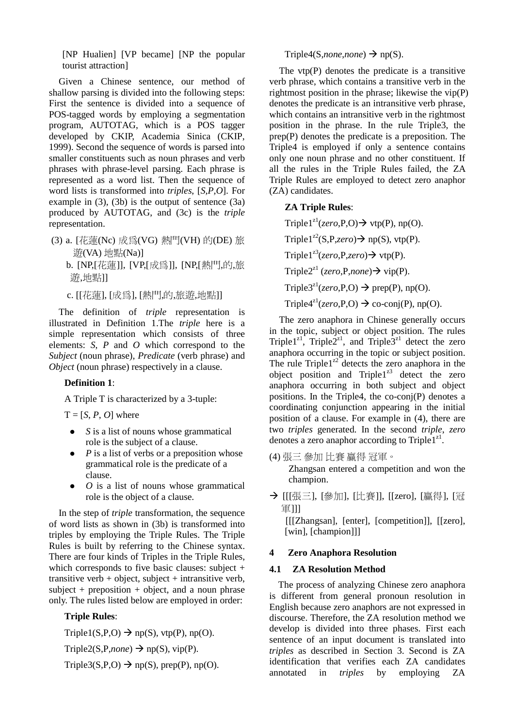[NP Hualien] [VP became] [NP the popular tourist attraction]

Given a Chinese sentence, our method of shallow parsing is divided into the following steps: First the sentence is divided into a sequence of POS-tagged words by employing a segmentation program, AUTOTAG, which is a POS tagger developed by CKIP, Academia Sinica (CKIP, 1999). Second the sequence of words is parsed into smaller constituents such as noun phrases and verb phrases with phrase-level parsing. Each phrase is represented as a word list. Then the sequence of word lists is transformed into *triples*, [*S*,*P*,*O*]. For example in (3), (3b) is the output of sentence (3a) produced by AUTOTAG, and (3c) is the *triple* representation.

(3) a. [花蓮(Nc) 成爲(VG) 熱門(VH) 的(DE) 旅遊(VA) 地點(Na)]

b. [NP,[花蓮]], [VP,[成爲]], [NP,[熱門,的,旅遊,地點]]

c. [[花蓮], [成爲], [熱門,的,旅遊,地點]]

The definition of *triple* representation is illustrated in Definition 1.The *triple* here is a simple representation which consists of three elements: *S*, *P* and *O* which correspond to the *Subject* (noun phrase), *Predicate* (verb phrase) and *Object* (noun phrase) respectively in a clause.

**Definition 1**:

A Triple T is characterized by a 3-tuple:

T = [*S*, *P*, *O*] where

- *S* is a list of nouns whose grammatical role is the subject of a clause.
- *P* is a list of verbs or a preposition whose grammatical role is the predicate of a clause.
- *O* is a list of nouns whose grammatical role is the object of a clause.

In the step of *triple* transformation, the sequence of word lists as shown in (3b) is transformed into triples by employing the Triple Rules. The Triple Rules is built by referring to the Chinese syntax. There are four kinds of Triples in the Triple Rules, which corresponds to five basic clauses: subject + transitive verb + object, subject + intransitive verb, subject + preposition + object, and a noun phrase only. The rules listed below are employed in order:

**Triple Rules**:

Triple1(S,P,O) → np(S), vtp(P), np(O).

Triple2(S,P,*none*) → np(S), vip(P).

Triple3(S,P,O) → np(S), prep(P), np(O).

Triple4(S,*none*,*none*) → np(S).

The vtp(P) denotes the predicate is a transitive verb phrase, which contains a transitive verb in the rightmost position in the phrase; likewise the vip(P) denotes the predicate is an intransitive verb phrase, which contains an intransitive verb in the rightmost position in the phrase. In the rule Triple3, the prep(P) denotes the predicate is a preposition. The Triple4 is employed if only a sentence contains only one noun phrase and no other constituent. If all the rules in the Triple Rules failed, the ZA Triple Rules are employed to detect zero anaphor (ZA) candidates.

**ZA Triple Rules**:

$\text{Triple1}^{z1}$(*zero*,P,O)→ vtp(P), np(O).

$\text{Triple1}^{z2}$(S,P,*zero*)→ np(S), vtp(P).

$\text{Triple1}^{z3}$(*zero*,P,*zero*)→ vtp(P).

$\text{Triple2}^{z1}$ (*zero*,P,*none*)→ vip(P).

$\text{Triple3}^{z1}$(*zero*,P,O) → prep(P), np(O).

$\text{Triple4}^{z1}$(*zero*,P,O) → co-conj(P), np(O).

The zero anaphora in Chinese generally occurs in the topic, subject or object position. The rules $\text{Triple1}^{z1}$, $\text{Triple2}^{z1}$, and $\text{Triple3}^{z1}$ detect the zero anaphora occurring in the topic or subject position. The rule $\text{Triple1}^{z2}$ detects the zero anaphora in the object position and $\text{Triple1}^{z3}$ detect the zero anaphora occurring in both subject and object positions. In the Triple4, the co-conj(P) denotes a coordinating conjunction appearing in the initial position of a clause. For example in (4), there are two *triples* generated. In the second *triple*, *zero* denotes a zero anaphor according to $\text{Triple1}^{z1}$.

(4) 張三 參加 比賽 贏得 冠軍。

Zhangsan entered a competition and won the champion.

→ [[[張三], [參加], [比賽]], [[zero], [贏得], [冠軍]]]

[[[Zhangsan], [enter], [competition]], [[zero], [win], [champion]]]

## 4 Zero Anaphora Resolution

### 4.1 ZA Resolution Method

The process of analyzing Chinese zero anaphora is different from general pronoun resolution in English because zero anaphors are not expressed in discourse. Therefore, the ZA resolution method we develop is divided into three phases. First each sentence of an input document is translated into *triples* as described in Section 3. Second is ZA identification that verifies each ZA candidates annotated in *triples* by employing ZA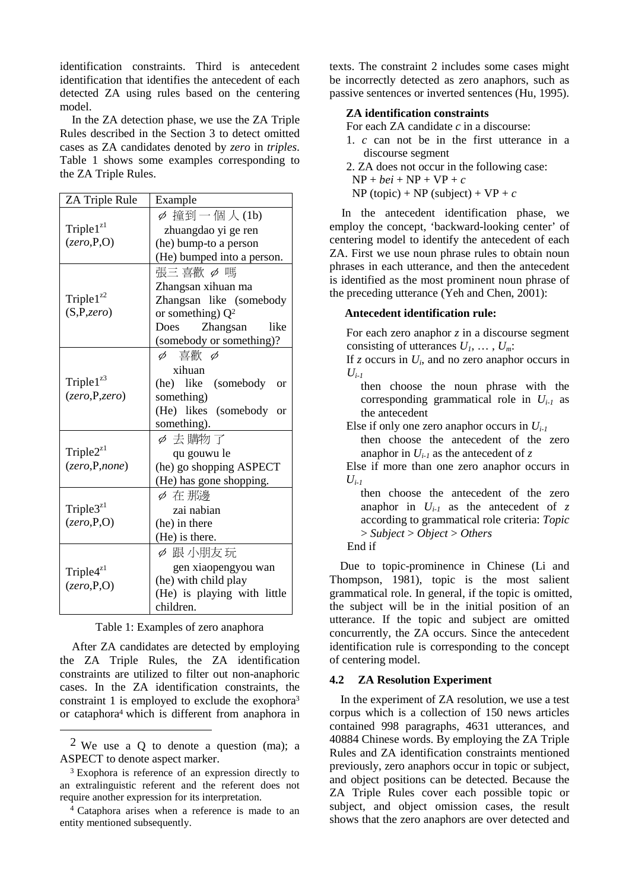identification constraints. Third is antecedent identification that identifies the antecedent of each detected ZA using rules based on the centering model.

In the ZA detection phase, we use the ZA Triple Rules described in the Section 3 to detect omitted cases as ZA candidates denoted by *zero* in *triples*. Table 1 shows some examples corresponding to the ZA Triple Rules.

| ZA Triple Rule | Example |
|---|---|
| $\text{Triple1}^{z1}$ (*zero*,P,O) | ϕ 撞到 一 個 人 (1b)<br>zhuangdao yi ge ren<br>(he) bump-to a person<br>(He) bumped into a person. |
| $\text{Triple1}^{z2}$ (S,P,*zero*) | 張三 喜歡 ϕ 嗎<br>Zhangsan xihuan ma<br>Zhangsan like (somebody or something) Q[2]<br>Does Zhangsan like (somebody or something)? |
| $\text{Triple1}^{z3}$ (*zero*,P,*zero*) | ϕ 喜歡 ϕ<br>xihuan<br>(he) like (somebody or something)<br>(He) likes (somebody or something). |
| $\text{Triple2}^{z1}$ (*zero*,P,*none*) | ϕ 去 購物 了<br>qu gouwu le<br>(he) go shopping ASPECT<br>(He) has gone shopping. |
| $\text{Triple3}^{z1}$ (*zero*,P,O) | ϕ 在 那邊<br>zai nabian<br>(he) in there<br>(He) is there. |
| $\text{Triple4}^{z1}$ (*zero*,P,O) | ϕ 跟 小朋友 玩<br>gen xiaopengyou wan<br>(he) with child play<br>(He) is playing with little children. |

Table 1: Examples of zero anaphora

After ZA candidates are detected by employing the ZA Triple Rules, the ZA identification constraints are utilized to filter out non-anaphoric cases. In the ZA identification constraints, the constraint 1 is employed to exclude the exophora[3] or cataphora[4] which is different from anaphora in texts. The constraint 2 includes some cases might be incorrectly detected as zero anaphors, such as passive sentences or inverted sentences (Hu, 1995).

**ZA identification constraints**

For each ZA candidate *c* in a discourse:

1. *c* can not be in the first utterance in a discourse segment
2. ZA does not occur in the following case:
   NP + *bei* + NP + VP + *c*
   NP (topic) + NP (subject) + VP + *c*

In the antecedent identification phase, we employ the concept, 'backward-looking center' of centering model to identify the antecedent of each ZA. First we use noun phrase rules to obtain noun phrases in each utterance, and then the antecedent is identified as the most prominent noun phrase of the preceding utterance (Yeh and Chen, 2001):

**Antecedent identification rule:**

For each zero anaphor *z* in a discourse segment consisting of utterances $U_1, \ldots, U_m$:
If *z* occurs in $U_i$, and no zero anaphor occurs in $U_{i-1}$
  then choose the noun phrase with the corresponding grammatical role in $U_{i-1}$ as the antecedent
Else if only one zero anaphor occurs in $U_{i-1}$
  then choose the antecedent of the zero anaphor in $U_{i-1}$ as the antecedent of *z*
Else if more than one zero anaphor occurs in $U_{i-1}$
  then choose the antecedent of the zero anaphor in $U_{i-1}$ as the antecedent of *z* according to grammatical role criteria: *Topic* > *Subject* > *Object* > *Others*
End if

Due to topic-prominence in Chinese (Li and Thompson, 1981), topic is the most salient grammatical role. In general, if the topic is omitted, the subject will be in the initial position of an utterance. If the topic and subject are omitted concurrently, the ZA occurs. Since the antecedent identification rule is corresponding to the concept of centering model.

## 4.2 ZA Resolution Experiment

In the experiment of ZA resolution, we use a test corpus which is a collection of 150 news articles contained 998 paragraphs, 4631 utterances, and 40884 Chinese words. By employing the ZA Triple Rules and ZA identification constraints mentioned previously, zero anaphors occur in topic or subject, and object positions can be detected. Because the ZA Triple Rules cover each possible topic or subject, and object omission cases, the result shows that the zero anaphors are over detected and

---

[2] We use a Q to denote a question (ma); a ASPECT to denote aspect marker.

[3] Exophora is reference of an expression directly to an extralinguistic referent and the referent does not require another expression for its interpretation.

[4] Cataphora arises when a reference is made to an entity mentioned subsequently.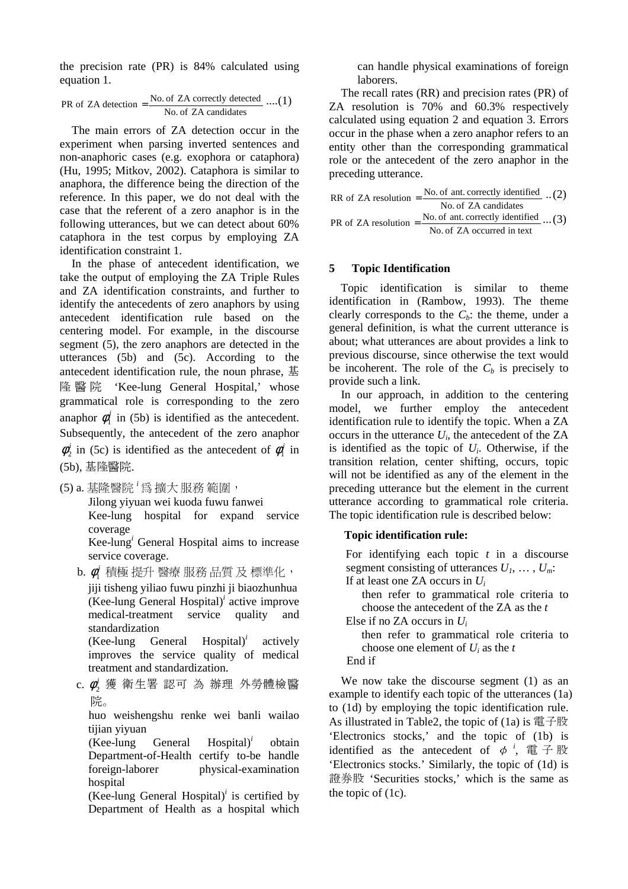the precision rate (PR) is 84% calculated using equation 1.

$$\text{PR of ZA detection} = \frac{\text{No. of ZA correctly detected}}{\text{No. of ZA candidates}} \quad ....(1)$$

The main errors of ZA detection occur in the experiment when parsing inverted sentences and non-anaphoric cases (e.g. exophora or cataphora) (Hu, 1995; Mitkov, 2002). Cataphora is similar to anaphora, the difference being the direction of the reference. In this paper, we do not deal with the case that the referent of a zero anaphor is in the following utterances, but we can detect about 60% cataphora in the test corpus by employing ZA identification constraint 1.

In the phase of antecedent identification, we take the output of employing the ZA Triple Rules and ZA identification constraints, and further to identify the antecedents of zero anaphors by using antecedent identification rule based on the centering model. For example, in the discourse segment (5), the zero anaphors are detected in the utterances (5b) and (5c). According to the antecedent identification rule, the noun phrase, 基隆醫院 'Kee-lung General Hospital,' whose grammatical role is corresponding to the zero anaphor $\phi_1^i$ in (5b) is identified as the antecedent. Subsequently, the antecedent of the zero anaphor $\phi_2^i$ in (5c) is identified as the antecedent of $\phi_1^i$ in (5b), 基隆醫院.

(5) a. 基隆醫院 $^i$ 爲 擴大 服務 範圍，
Jilong yiyuan wei kuoda fuwu fanwei
Kee-lung hospital for expand service coverage
Kee-lung$^i$ General Hospital aims to increase service coverage.

b. $\phi_1^i$ 積極 提升 醫療 服務 品質 及 標準化，
jiji tisheng yiliao fuwu pinzhi ji biaozhunhua
(Kee-lung General Hospital)$^i$ active improve medical-treatment service quality and standardization
(Kee-lung General Hospital)$^i$ actively improves the service quality of medical treatment and standardization.

c. $\phi_2^i$ 獲 衛生署 認可 為 辦理 外勞體檢醫院。
huo weishengshu renke wei banli wailao tijian yiyuan
(Kee-lung General Hospital)$^i$ obtain Department-of-Health certify to-be handle foreign-laborer physical-examination hospital
(Kee-lung General Hospital)$^i$ is certified by Department of Health as a hospital which can handle physical examinations of foreign laborers.

The recall rates (RR) and precision rates (PR) of ZA resolution is 70% and 60.3% respectively calculated using equation 2 and equation 3. Errors occur in the phase when a zero anaphor refers to an entity other than the corresponding grammatical role or the antecedent of the zero anaphor in the preceding utterance.

$$\text{RR of ZA resolution} = \frac{\text{No. of ant. correctly identified}}{\text{No. of ZA candidates}} \quad ..(2)$$

$$\text{PR of ZA resolution} = \frac{\text{No. of ant. correctly identified}}{\text{No. of ZA occurred in text}} \quad ...(3)$$

## 5 Topic Identification

Topic identification is similar to theme identification in (Rambow, 1993). The theme clearly corresponds to the $C_b$: the theme, under a general definition, is what the current utterance is about; what utterances are about provides a link to previous discourse, since otherwise the text would be incoherent. The role of the $C_b$ is precisely to provide such a link.

In our approach, in addition to the centering model, we further employ the antecedent identification rule to identify the topic. When a ZA occurs in the utterance $U_i$, the antecedent of the ZA is identified as the topic of $U_i$. Otherwise, if the transition relation, center shifting, occurs, topic will not be identified as any of the element in the preceding utterance but the element in the current utterance according to grammatical role criteria. The topic identification rule is described below:

**Topic identification rule:**

For identifying each topic $t$ in a discourse segment consisting of utterances $U_1, \ldots, U_m$:
If at least one ZA occurs in $U_i$
  then refer to grammatical role criteria to choose the antecedent of the ZA as the $t$
Else if no ZA occurs in $U_i$
  then refer to grammatical role criteria to choose one element of $U_i$ as the $t$
End if

We now take the discourse segment (1) as an example to identify each topic of the utterances (1a) to (1d) by employing the topic identification rule. As illustrated in Table2, the topic of (1a) is 電子股 'Electronics stocks,' and the topic of (1b) is identified as the antecedent of $\phi^i$, 電子股 'Electronics stocks.' Similarly, the topic of (1d) is 證券股 'Securities stocks,' which is the same as the topic of (1c).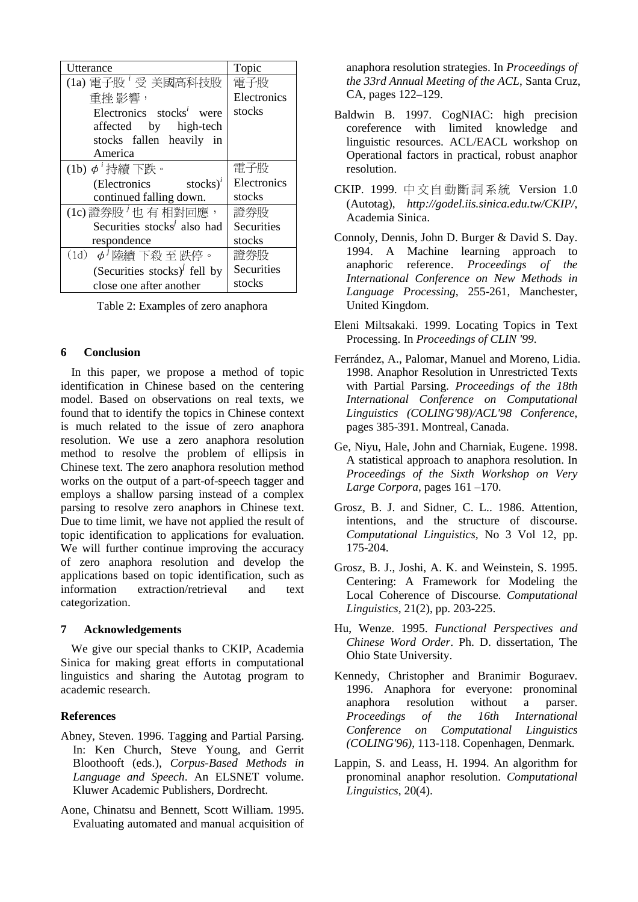| Utterance | Topic |
|---|---|
| (1a) 電子股 $^i$ 受 美國高科技股 重挫 影響， Electronics stocks$^i$ were affected by high-tech stocks fallen heavily in America | 電子股 Electronics stocks |
| (1b) $\phi^i$ 持續 下跌。 (Electronics stocks)$^i$ continued falling down. | 電子股 Electronics stocks |
| (1c) 證券股 $^j$ 也 有 相對回應， Securities stocks$^j$ also had respondence | 證券股 Securities stocks |
| (1d) $\phi^j$ 陸續 下殺 至 跌停。 (Securities stocks)$^j$ fell by close one after another | 證券股 Securities stocks |

Table 2: Examples of zero anaphora

## 6 Conclusion

In this paper, we propose a method of topic identification in Chinese based on the centering model. Based on observations on real texts, we found that to identify the topics in Chinese context is much related to the issue of zero anaphora resolution. We use a zero anaphora resolution method to resolve the problem of ellipsis in Chinese text. The zero anaphora resolution method works on the output of a part-of-speech tagger and employs a shallow parsing instead of a complex parsing to resolve zero anaphors in Chinese text. Due to time limit, we have not applied the result of topic identification to applications for evaluation. We will further continue improving the accuracy of zero anaphora resolution and develop the applications based on topic identification, such as information extraction/retrieval and text categorization.

## 7 Acknowledgements

We give our special thanks to CKIP, Academia Sinica for making great efforts in computational linguistics and sharing the Autotag program to academic research.

## References

Abney, Steven. 1996. Tagging and Partial Parsing. In: Ken Church, Steve Young, and Gerrit Bloothooft (eds.), *Corpus-Based Methods in Language and Speech*. An ELSNET volume. Kluwer Academic Publishers, Dordrecht.

Aone, Chinatsu and Bennett, Scott William. 1995. Evaluating automated and manual acquisition of anaphora resolution strategies. In *Proceedings of the 33rd Annual Meeting of the ACL*, Santa Cruz, CA, pages 122–129.

Baldwin B. 1997. CogNIAC: high precision coreference with limited knowledge and linguistic resources. ACL/EACL workshop on Operational factors in practical, robust anaphor resolution.

CKIP. 1999. 中文自動斷詞系統 Version 1.0 (Autotag), *http://godel.iis.sinica.edu.tw/CKIP/*, Academia Sinica.

Connoly, Dennis, John D. Burger & David S. Day. 1994. A Machine learning approach to anaphoric reference. *Proceedings of the International Conference on New Methods in Language Processing*, 255-261, Manchester, United Kingdom.

Eleni Miltsakaki. 1999. Locating Topics in Text Processing. In *Proceedings of CLIN '99*.

Ferrández, A., Palomar, Manuel and Moreno, Lidia. 1998. Anaphor Resolution in Unrestricted Texts with Partial Parsing. *Proceedings of the 18th International Conference on Computational Linguistics (COLING'98)/ACL'98 Conference*, pages 385-391. Montreal, Canada.

Ge, Niyu, Hale, John and Charniak, Eugene. 1998. A statistical approach to anaphora resolution. In *Proceedings of the Sixth Workshop on Very Large Corpora*, pages 161 –170.

Grosz, B. J. and Sidner, C. L.. 1986. Attention, intentions, and the structure of discourse. *Computational Linguistics*, No 3 Vol 12, pp. 175-204.

Grosz, B. J., Joshi, A. K. and Weinstein, S. 1995. Centering: A Framework for Modeling the Local Coherence of Discourse. *Computational Linguistics*, 21(2), pp. 203-225.

Hu, Wenze. 1995. *Functional Perspectives and Chinese Word Order*. Ph. D. dissertation, The Ohio State University.

Kennedy, Christopher and Branimir Boguraev. 1996. Anaphora for everyone: pronominal anaphora resolution without a parser. *Proceedings of the 16th International Conference on Computational Linguistics (COLING'96)*, 113-118. Copenhagen, Denmark.

Lappin, S. and Leass, H. 1994. An algorithm for pronominal anaphor resolution. *Computational Linguistics*, 20(4).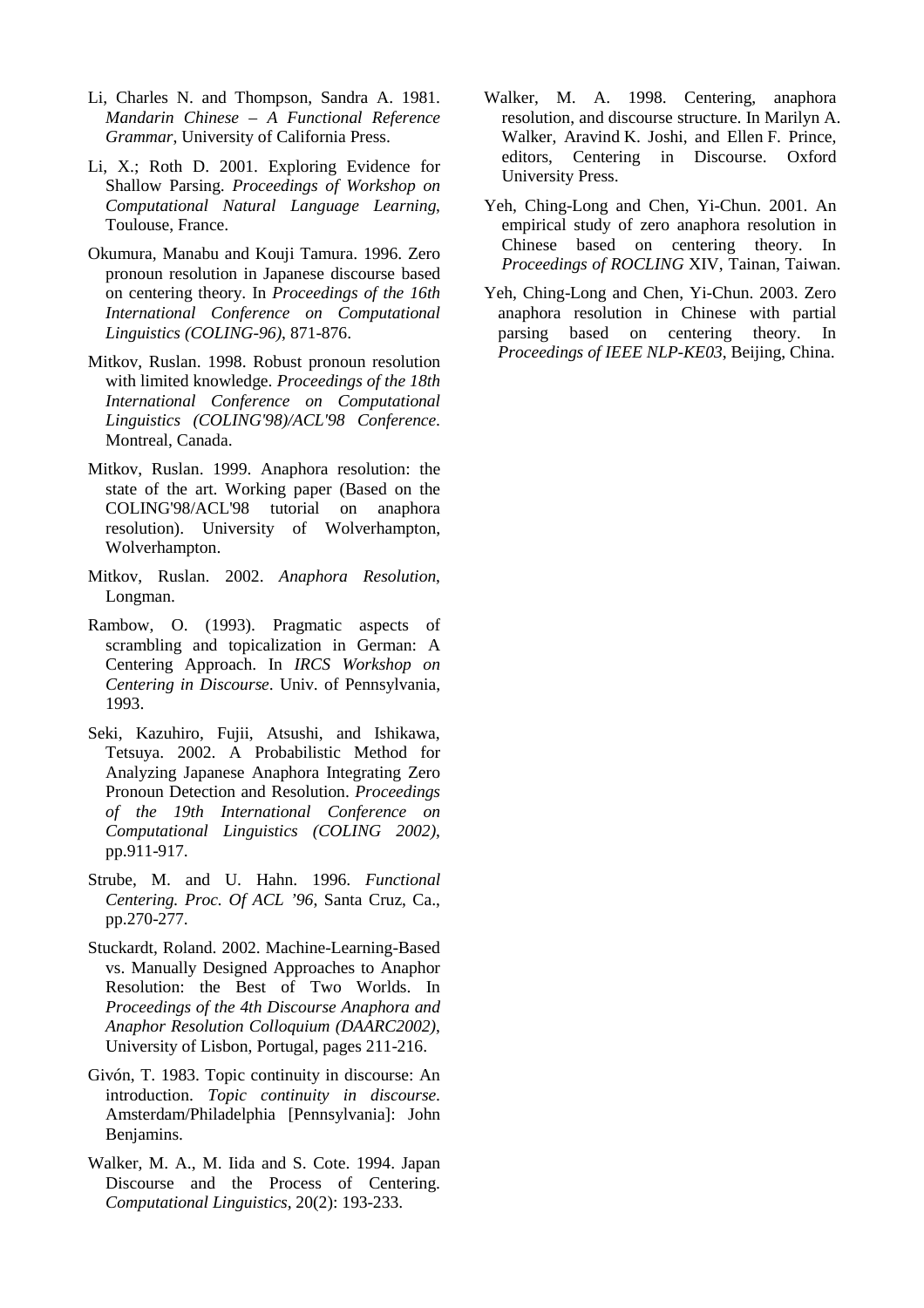Li, Charles N. and Thompson, Sandra A. 1981. *Mandarin Chinese – A Functional Reference Grammar*, University of California Press.

Li, X.; Roth D. 2001. Exploring Evidence for Shallow Parsing. *Proceedings of Workshop on Computational Natural Language Learning*, Toulouse, France.

Okumura, Manabu and Kouji Tamura. 1996. Zero pronoun resolution in Japanese discourse based on centering theory. In *Proceedings of the 16th International Conference on Computational Linguistics (COLING-96)*, 871-876.

Mitkov, Ruslan. 1998. Robust pronoun resolution with limited knowledge. *Proceedings of the 18th International Conference on Computational Linguistics (COLING'98)/ACL'98 Conference*. Montreal, Canada.

Mitkov, Ruslan. 1999. Anaphora resolution: the state of the art. Working paper (Based on the COLING'98/ACL'98 tutorial on anaphora resolution). University of Wolverhampton, Wolverhampton.

Mitkov, Ruslan. 2002. *Anaphora Resolution*, Longman.

Rambow, O. (1993). Pragmatic aspects of scrambling and topicalization in German: A Centering Approach. In *IRCS Workshop on Centering in Discourse*. Univ. of Pennsylvania, 1993.

Seki, Kazuhiro, Fujii, Atsushi, and Ishikawa, Tetsuya. 2002. A Probabilistic Method for Analyzing Japanese Anaphora Integrating Zero Pronoun Detection and Resolution. *Proceedings of the 19th International Conference on Computational Linguistics (COLING 2002)*, pp.911-917.

Strube, M. and U. Hahn. 1996. *Functional Centering. Proc. Of ACL '96*, Santa Cruz, Ca., pp.270-277.

Stuckardt, Roland. 2002. Machine-Learning-Based vs. Manually Designed Approaches to Anaphor Resolution: the Best of Two Worlds. In *Proceedings of the 4th Discourse Anaphora and Anaphor Resolution Colloquium (DAARC2002)*, University of Lisbon, Portugal, pages 211-216.

Givón, T. 1983. Topic continuity in discourse: An introduction. *Topic continuity in discourse*. Amsterdam/Philadelphia [Pennsylvania]: John Benjamins.

Walker, M. A., M. Iida and S. Cote. 1994. Japan Discourse and the Process of Centering. *Computational Linguistics*, 20(2): 193-233.

Walker, M. A. 1998. Centering, anaphora resolution, and discourse structure. In Marilyn A. Walker, Aravind K. Joshi, and Ellen F. Prince, editors, Centering in Discourse. Oxford University Press.

Yeh, Ching-Long and Chen, Yi-Chun. 2001. An empirical study of zero anaphora resolution in Chinese based on centering theory. In *Proceedings of ROCLING* XIV, Tainan, Taiwan.

Yeh, Ching-Long and Chen, Yi-Chun. 2003. Zero anaphora resolution in Chinese with partial parsing based on centering theory. In *Proceedings of IEEE NLP-KE03*, Beijing, China.